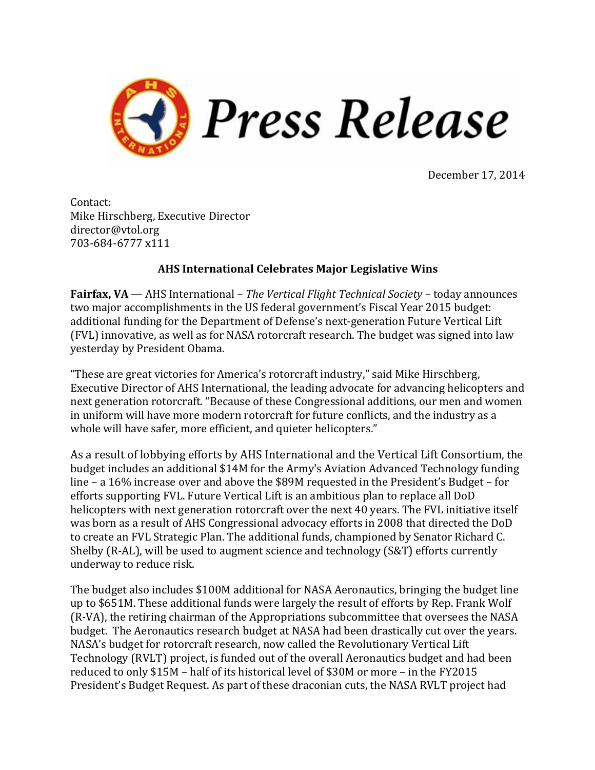# Press Release

December 17, 2014

Contact:
Mike Hirschberg, Executive Director
director@vtol.org
703-684-6777 x111

**AHS International Celebrates Major Legislative Wins**

**Fairfax, VA** — AHS International – *The Vertical Flight Technical Society* – today announces two major accomplishments in the US federal government's Fiscal Year 2015 budget: additional funding for the Department of Defense's next-generation Future Vertical Lift (FVL) innovative, as well as for NASA rotorcraft research. The budget was signed into law yesterday by President Obama.

"These are great victories for America's rotorcraft industry," said Mike Hirschberg, Executive Director of AHS International, the leading advocate for advancing helicopters and next generation rotorcraft. "Because of these Congressional additions, our men and women in uniform will have more modern rotorcraft for future conflicts, and the industry as a whole will have safer, more efficient, and quieter helicopters."

As a result of lobbying efforts by AHS International and the Vertical Lift Consortium, the budget includes an additional $14M for the Army's Aviation Advanced Technology funding line – a 16% increase over and above the $89M requested in the President's Budget – for efforts supporting FVL. Future Vertical Lift is an ambitious plan to replace all DoD helicopters with next generation rotorcraft over the next 40 years. The FVL initiative itself was born as a result of AHS Congressional advocacy efforts in 2008 that directed the DoD to create an FVL Strategic Plan. The additional funds, championed by Senator Richard C. Shelby (R-AL), will be used to augment science and technology (S&T) efforts currently underway to reduce risk.

The budget also includes $100M additional for NASA Aeronautics, bringing the budget line up to $651M. These additional funds were largely the result of efforts by Rep. Frank Wolf (R-VA), the retiring chairman of the Appropriations subcommittee that oversees the NASA budget. The Aeronautics research budget at NASA had been drastically cut over the years. NASA's budget for rotorcraft research, now called the Revolutionary Vertical Lift Technology (RVLT) project, is funded out of the overall Aeronautics budget and had been reduced to only $15M – half of its historical level of $30M or more – in the FY2015 President's Budget Request. As part of these draconian cuts, the NASA RVLT project had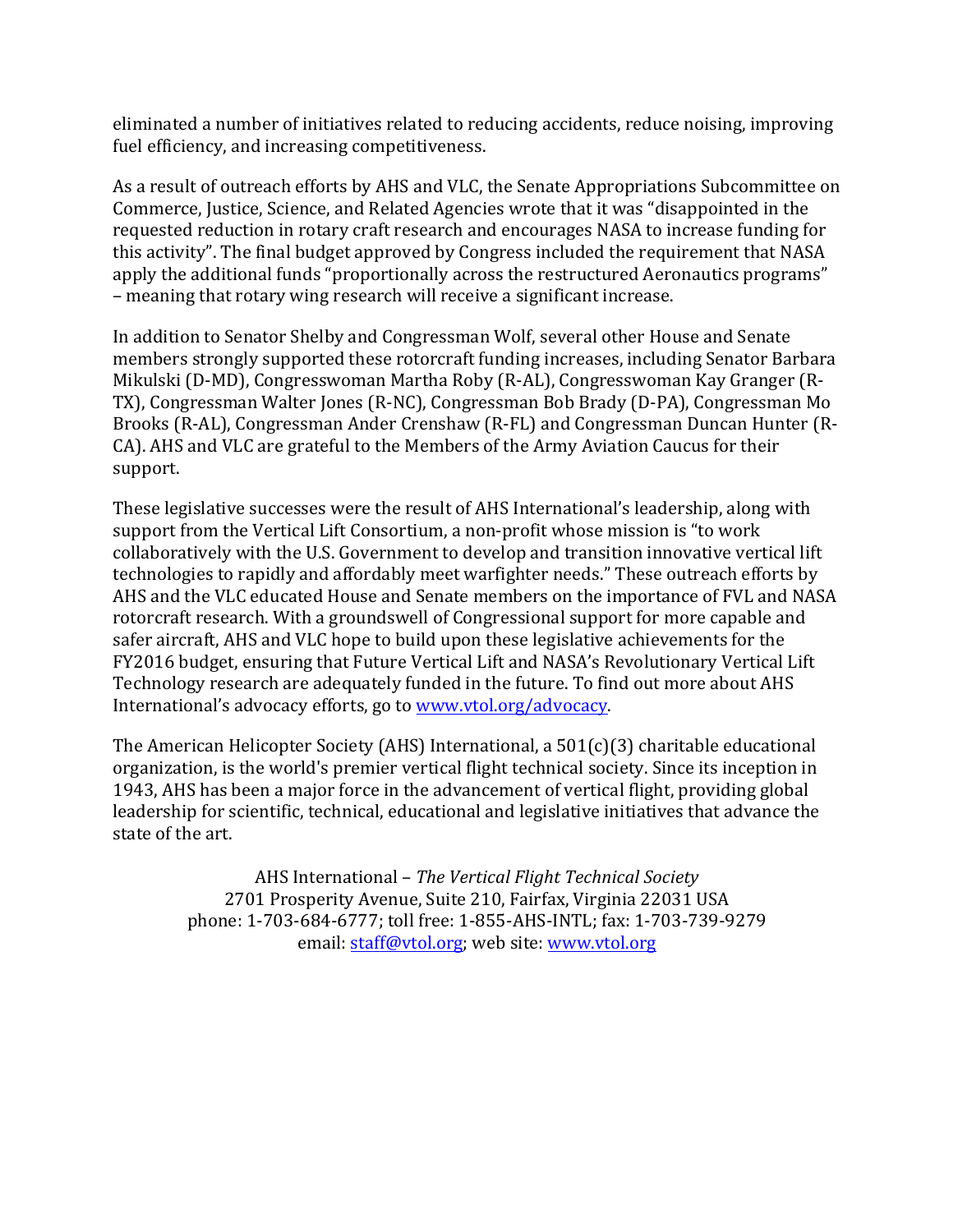eliminated a number of initiatives related to reducing accidents, reduce noising, improving fuel efficiency, and increasing competitiveness.

As a result of outreach efforts by AHS and VLC, the Senate Appropriations Subcommittee on Commerce, Justice, Science, and Related Agencies wrote that it was "disappointed in the requested reduction in rotary craft research and encourages NASA to increase funding for this activity". The final budget approved by Congress included the requirement that NASA apply the additional funds "proportionally across the restructured Aeronautics programs" – meaning that rotary wing research will receive a significant increase.

In addition to Senator Shelby and Congressman Wolf, several other House and Senate members strongly supported these rotorcraft funding increases, including Senator Barbara Mikulski (D-MD), Congresswoman Martha Roby (R-AL), Congresswoman Kay Granger (R-TX), Congressman Walter Jones (R-NC), Congressman Bob Brady (D-PA), Congressman Mo Brooks (R-AL), Congressman Ander Crenshaw (R-FL) and Congressman Duncan Hunter (R-CA). AHS and VLC are grateful to the Members of the Army Aviation Caucus for their support.

These legislative successes were the result of AHS International's leadership, along with support from the Vertical Lift Consortium, a non-profit whose mission is "to work collaboratively with the U.S. Government to develop and transition innovative vertical lift technologies to rapidly and affordably meet warfighter needs." These outreach efforts by AHS and the VLC educated House and Senate members on the importance of FVL and NASA rotorcraft research. With a groundswell of Congressional support for more capable and safer aircraft, AHS and VLC hope to build upon these legislative achievements for the FY2016 budget, ensuring that Future Vertical Lift and NASA's Revolutionary Vertical Lift Technology research are adequately funded in the future. To find out more about AHS International's advocacy efforts, go to www.vtol.org/advocacy.

The American Helicopter Society (AHS) International, a 501(c)(3) charitable educational organization, is the world's premier vertical flight technical society. Since its inception in 1943, AHS has been a major force in the advancement of vertical flight, providing global leadership for scientific, technical, educational and legislative initiatives that advance the state of the art.

AHS International – *The Vertical Flight Technical Society*
2701 Prosperity Avenue, Suite 210, Fairfax, Virginia 22031 USA
phone: 1-703-684-6777; toll free: 1-855-AHS-INTL; fax: 1-703-739-9279
email: staff@vtol.org; web site: www.vtol.org